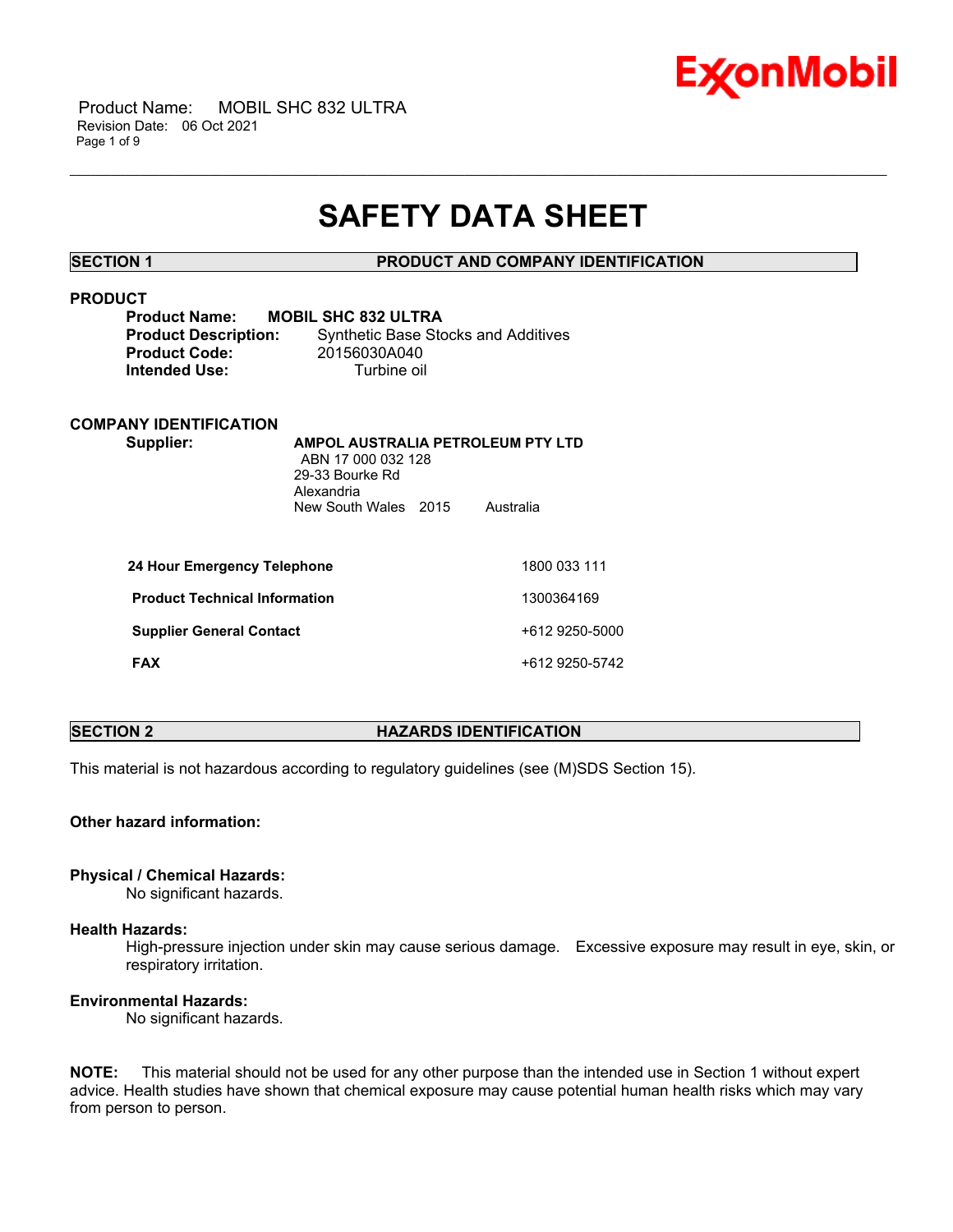# SAFETY DATA SHEET

## SECTION 1 PRODUCT AND COMPANY IDENTIFICATION

### PRODUCT

**Product Name:** **MOBIL SHC 832 ULTRA**
**Product Description:** Synthetic Base Stocks and Additives
**Product Code:** 20156030A040
**Intended Use:** Turbine oil

### COMPANY IDENTIFICATION

**Supplier:** **AMPOL AUSTRALIA PETROLEUM PTY LTD**
ABN 17 000 032 128
29-33 Bourke Rd
Alexandria
New South Wales 2015 Australia

| | |
|---|---|
| **24 Hour Emergency Telephone** | 1800 033 111 |
| **Product Technical Information** | 1300364169 |
| **Supplier General Contact** | +612 9250-5000 |
| **FAX** | +612 9250-5742 |

## SECTION 2 HAZARDS IDENTIFICATION

This material is not hazardous according to regulatory guidelines (see (M)SDS Section 15).

**Other hazard information:**

**Physical / Chemical Hazards:**
No significant hazards.

**Health Hazards:**
High-pressure injection under skin may cause serious damage. Excessive exposure may result in eye, skin, or respiratory irritation.

**Environmental Hazards:**
No significant hazards.

**NOTE:** This material should not be used for any other purpose than the intended use in Section 1 without expert advice. Health studies have shown that chemical exposure may cause potential human health risks which may vary from person to person.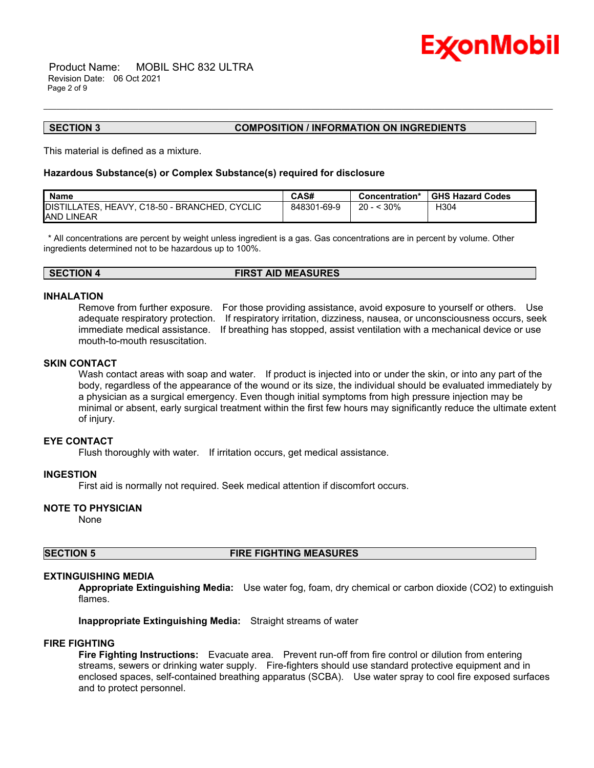## SECTION 3 COMPOSITION / INFORMATION ON INGREDIENTS

This material is defined as a mixture.

**Hazardous Substance(s) or Complex Substance(s) required for disclosure**

| Name | CAS# | Concentration* | GHS Hazard Codes |
|---|---|---|---|
| DISTILLATES, HEAVY, C18-50 - BRANCHED, CYCLIC AND LINEAR | 848301-69-9 | 20 - < 30% | H304 |

\* All concentrations are percent by weight unless ingredient is a gas. Gas concentrations are in percent by volume. Other ingredients determined not to be hazardous up to 100%.

## SECTION 4 FIRST AID MEASURES

### INHALATION

Remove from further exposure. For those providing assistance, avoid exposure to yourself or others. Use adequate respiratory protection. If respiratory irritation, dizziness, nausea, or unconsciousness occurs, seek immediate medical assistance. If breathing has stopped, assist ventilation with a mechanical device or use mouth-to-mouth resuscitation.

### SKIN CONTACT

Wash contact areas with soap and water. If product is injected into or under the skin, or into any part of the body, regardless of the appearance of the wound or its size, the individual should be evaluated immediately by a physician as a surgical emergency. Even though initial symptoms from high pressure injection may be minimal or absent, early surgical treatment within the first few hours may significantly reduce the ultimate extent of injury.

### EYE CONTACT

Flush thoroughly with water. If irritation occurs, get medical assistance.

### INGESTION

First aid is normally not required. Seek medical attention if discomfort occurs.

### NOTE TO PHYSICIAN

None

## SECTION 5 FIRE FIGHTING MEASURES

### EXTINGUISHING MEDIA

**Appropriate Extinguishing Media:** Use water fog, foam, dry chemical or carbon dioxide ($CO_2$) to extinguish flames.

**Inappropriate Extinguishing Media:** Straight streams of water

### FIRE FIGHTING

**Fire Fighting Instructions:** Evacuate area. Prevent run-off from fire control or dilution from entering streams, sewers or drinking water supply. Fire-fighters should use standard protective equipment and in enclosed spaces, self-contained breathing apparatus (SCBA). Use water spray to cool fire exposed surfaces and to protect personnel.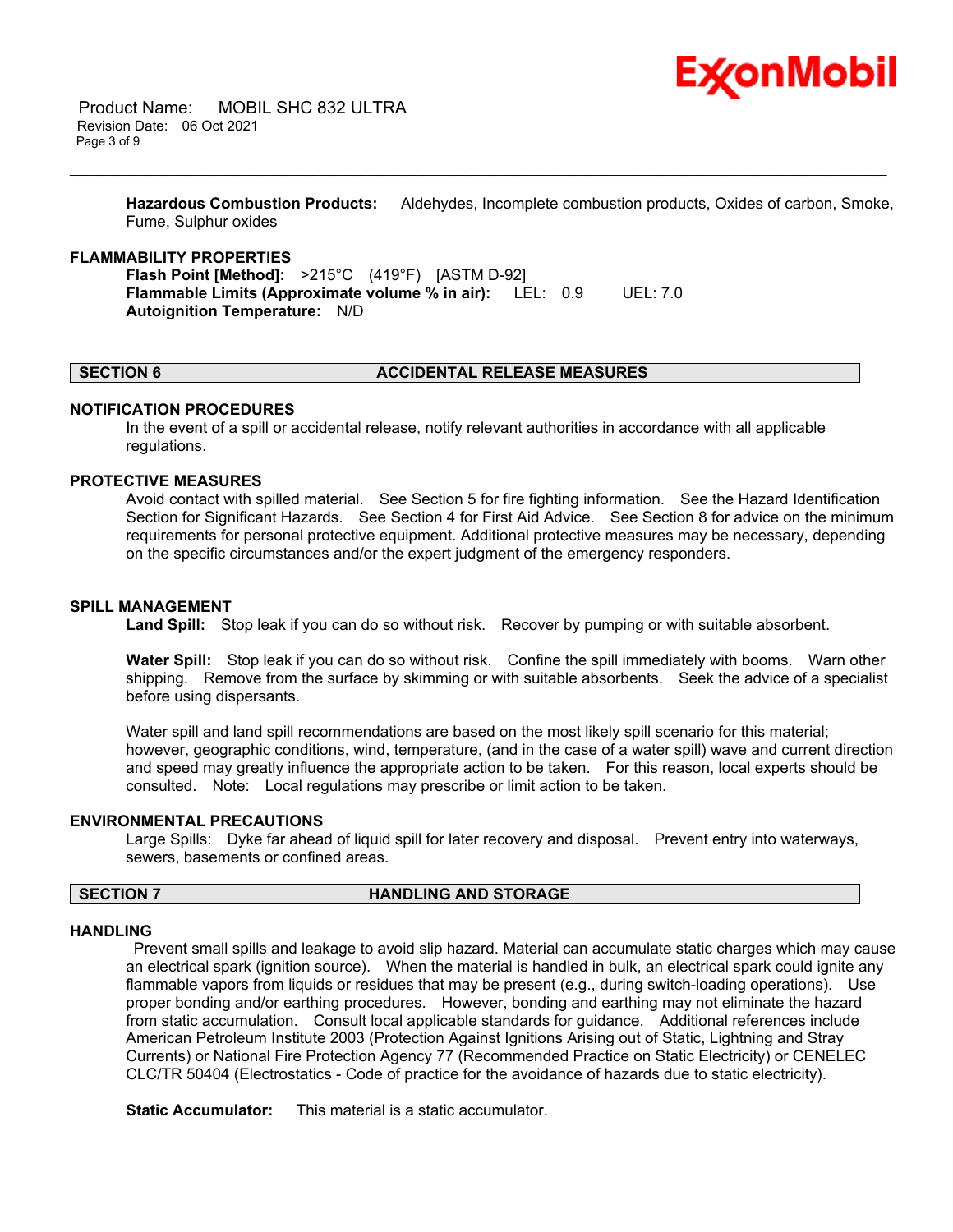**Hazardous Combustion Products:** Aldehydes, Incomplete combustion products, Oxides of carbon, Smoke, Fume, Sulphur oxides

### FLAMMABILITY PROPERTIES

**Flash Point [Method]:** >215°C (419°F) [ASTM D-92]
**Flammable Limits (Approximate volume % in air):** LEL: 0.9 UEL: 7.0
**Autoignition Temperature:** N/D

## SECTION 6 ACCIDENTAL RELEASE MEASURES

### NOTIFICATION PROCEDURES

In the event of a spill or accidental release, notify relevant authorities in accordance with all applicable regulations.

### PROTECTIVE MEASURES

Avoid contact with spilled material. See Section 5 for fire fighting information. See the Hazard Identification Section for Significant Hazards. See Section 4 for First Aid Advice. See Section 8 for advice on the minimum requirements for personal protective equipment. Additional protective measures may be necessary, depending on the specific circumstances and/or the expert judgment of the emergency responders.

### SPILL MANAGEMENT

**Land Spill:** Stop leak if you can do so without risk. Recover by pumping or with suitable absorbent.

**Water Spill:** Stop leak if you can do so without risk. Confine the spill immediately with booms. Warn other shipping. Remove from the surface by skimming or with suitable absorbents. Seek the advice of a specialist before using dispersants.

Water spill and land spill recommendations are based on the most likely spill scenario for this material; however, geographic conditions, wind, temperature, (and in the case of a water spill) wave and current direction and speed may greatly influence the appropriate action to be taken. For this reason, local experts should be consulted. Note: Local regulations may prescribe or limit action to be taken.

### ENVIRONMENTAL PRECAUTIONS

Large Spills: Dyke far ahead of liquid spill for later recovery and disposal. Prevent entry into waterways, sewers, basements or confined areas.

## SECTION 7 HANDLING AND STORAGE

### HANDLING

Prevent small spills and leakage to avoid slip hazard. Material can accumulate static charges which may cause an electrical spark (ignition source). When the material is handled in bulk, an electrical spark could ignite any flammable vapors from liquids or residues that may be present (e.g., during switch-loading operations). Use proper bonding and/or earthing procedures. However, bonding and earthing may not eliminate the hazard from static accumulation. Consult local applicable standards for guidance. Additional references include American Petroleum Institute 2003 (Protection Against Ignitions Arising out of Static, Lightning and Stray Currents) or National Fire Protection Agency 77 (Recommended Practice on Static Electricity) or CENELEC CLC/TR 50404 (Electrostatics - Code of practice for the avoidance of hazards due to static electricity).

**Static Accumulator:** This material is a static accumulator.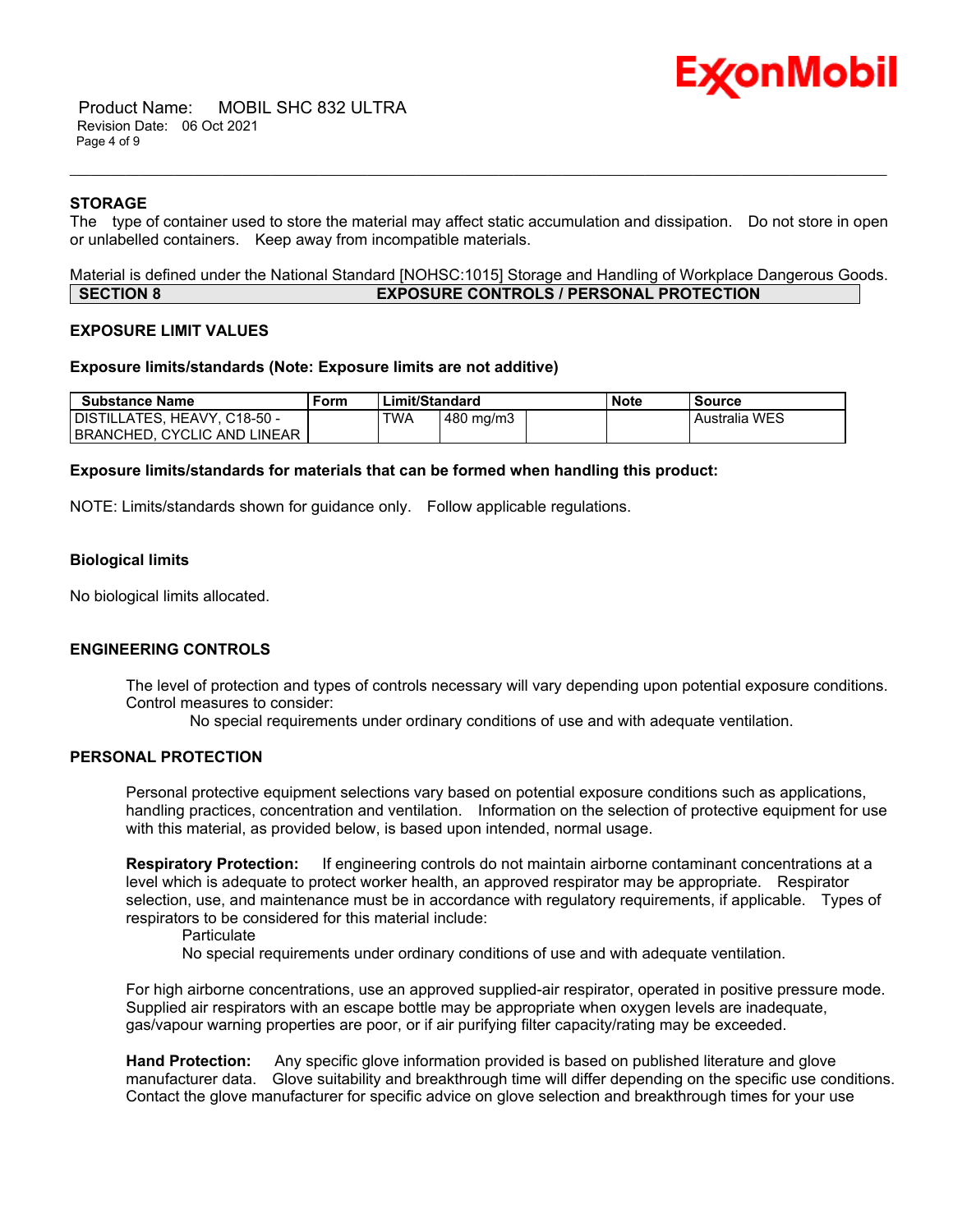### STORAGE

The type of container used to store the material may affect static accumulation and dissipation. Do not store in open or unlabelled containers. Keep away from incompatible materials.

Material is defined under the National Standard [NOHSC:1015] Storage and Handling of Workplace Dangerous Goods.

## SECTION 8 EXPOSURE CONTROLS / PERSONAL PROTECTION

### EXPOSURE LIMIT VALUES

**Exposure limits/standards (Note: Exposure limits are not additive)**

| Substance Name | Form | Limit/Standard | | | Note | Source |
|---|---|---|---|---|---|---|
| DISTILLATES, HEAVY, C18-50 - BRANCHED, CYCLIC AND LINEAR | | TWA | 480 mg/m3 | | | Australia WES |

**Exposure limits/standards for materials that can be formed when handling this product:**

NOTE: Limits/standards shown for guidance only. Follow applicable regulations.

**Biological limits**

No biological limits allocated.

### ENGINEERING CONTROLS

The level of protection and types of controls necessary will vary depending upon potential exposure conditions. Control measures to consider:

No special requirements under ordinary conditions of use and with adequate ventilation.

### PERSONAL PROTECTION

Personal protective equipment selections vary based on potential exposure conditions such as applications, handling practices, concentration and ventilation. Information on the selection of protective equipment for use with this material, as provided below, is based upon intended, normal usage.

**Respiratory Protection:** If engineering controls do not maintain airborne contaminant concentrations at a level which is adequate to protect worker health, an approved respirator may be appropriate. Respirator selection, use, and maintenance must be in accordance with regulatory requirements, if applicable. Types of respirators to be considered for this material include:

Particulate

No special requirements under ordinary conditions of use and with adequate ventilation.

For high airborne concentrations, use an approved supplied-air respirator, operated in positive pressure mode. Supplied air respirators with an escape bottle may be appropriate when oxygen levels are inadequate, gas/vapour warning properties are poor, or if air purifying filter capacity/rating may be exceeded.

**Hand Protection:** Any specific glove information provided is based on published literature and glove manufacturer data. Glove suitability and breakthrough time will differ depending on the specific use conditions. Contact the glove manufacturer for specific advice on glove selection and breakthrough times for your use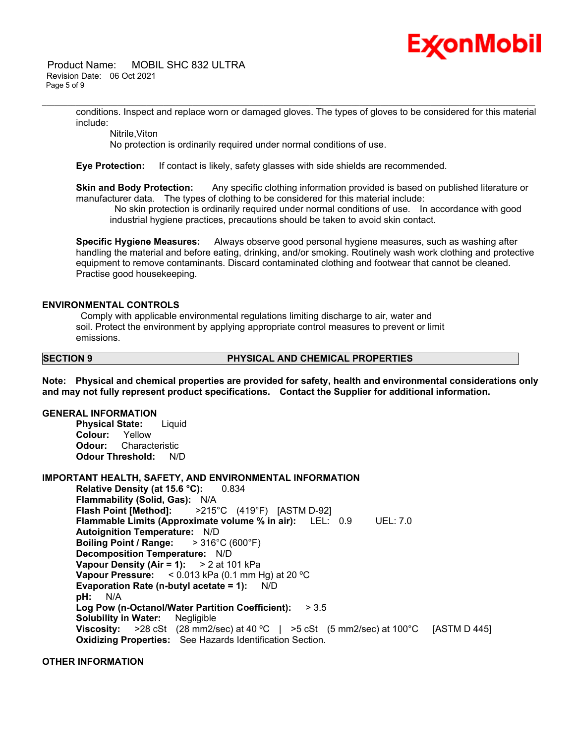conditions. Inspect and replace worn or damaged gloves. The types of gloves to be considered for this material include:

Nitrile,Viton
No protection is ordinarily required under normal conditions of use.

**Eye Protection:** If contact is likely, safety glasses with side shields are recommended.

**Skin and Body Protection:** Any specific clothing information provided is based on published literature or manufacturer data. The types of clothing to be considered for this material include:
No skin protection is ordinarily required under normal conditions of use. In accordance with good industrial hygiene practices, precautions should be taken to avoid skin contact.

**Specific Hygiene Measures:** Always observe good personal hygiene measures, such as washing after handling the material and before eating, drinking, and/or smoking. Routinely wash work clothing and protective equipment to remove contaminants. Discard contaminated clothing and footwear that cannot be cleaned. Practise good housekeeping.

### ENVIRONMENTAL CONTROLS

Comply with applicable environmental regulations limiting discharge to air, water and soil. Protect the environment by applying appropriate control measures to prevent or limit emissions.

## SECTION 9 PHYSICAL AND CHEMICAL PROPERTIES

**Note: Physical and chemical properties are provided for safety, health and environmental considerations only and may not fully represent product specifications. Contact the Supplier for additional information.**

### GENERAL INFORMATION

**Physical State:** Liquid
**Colour:** Yellow
**Odour:** Characteristic
**Odour Threshold:** N/D

### IMPORTANT HEALTH, SAFETY, AND ENVIRONMENTAL INFORMATION

**Relative Density (at 15.6 °C):** 0.834
**Flammability (Solid, Gas):** N/A
**Flash Point [Method]:** >215°C (419°F) [ASTM D-92]
**Flammable Limits (Approximate volume % in air):** LEL: 0.9 UEL: 7.0
**Autoignition Temperature:** N/D
**Boiling Point / Range:** > 316°C (600°F)
**Decomposition Temperature:** N/D
**Vapour Density (Air = 1):** > 2 at 101 kPa
**Vapour Pressure:** < 0.013 kPa (0.1 mm Hg) at 20 ºC
**Evaporation Rate (n-butyl acetate = 1):** N/D
**pH:** N/A
**Log Pow (n-Octanol/Water Partition Coefficient):** > 3.5
**Solubility in Water:** Negligible
**Viscosity:** >28 cSt (28 mm2/sec) at 40 ºC | >5 cSt (5 mm2/sec) at 100°C [ASTM D 445]
**Oxidizing Properties:** See Hazards Identification Section.

### OTHER INFORMATION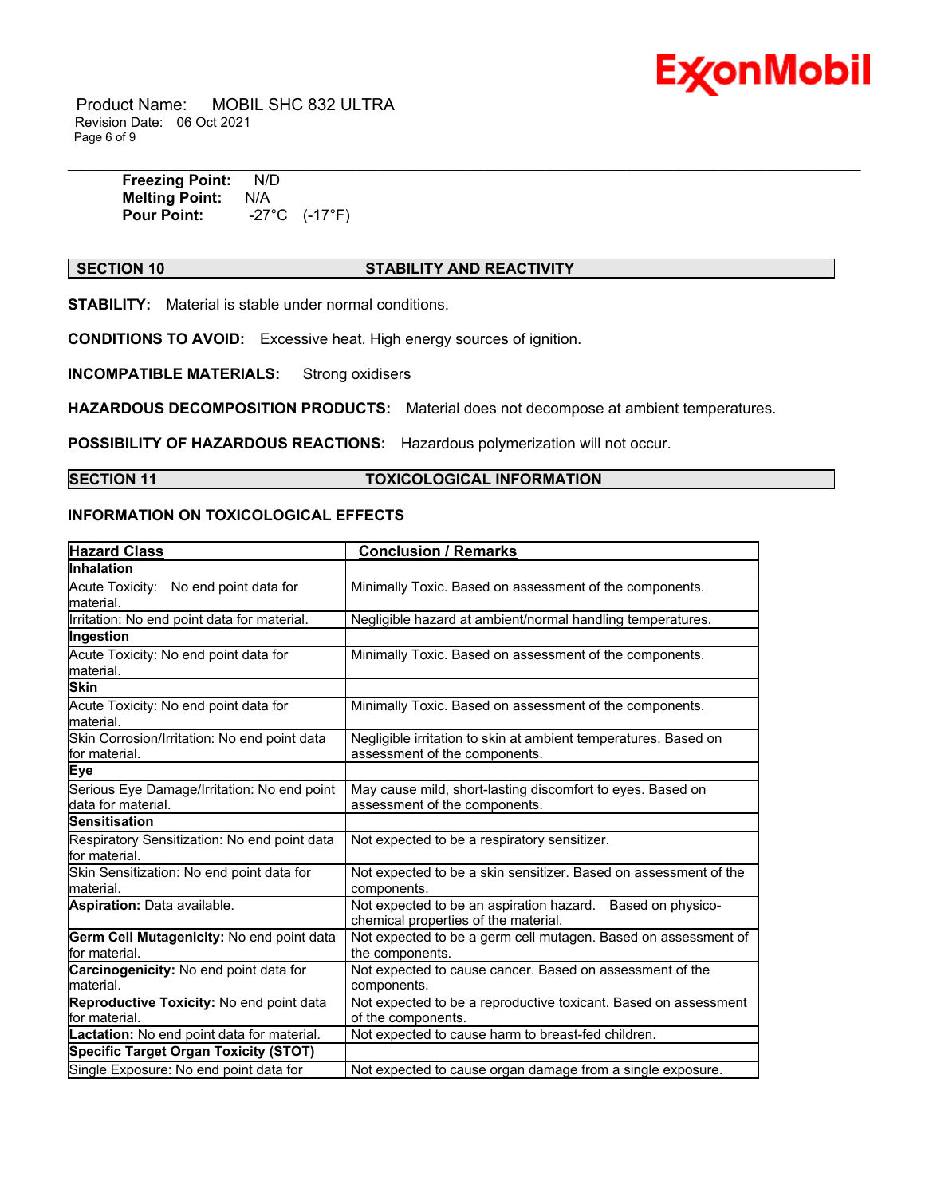**Freezing Point:** N/D
**Melting Point:** N/A
**Pour Point:** -27°C (-17°F)

## SECTION 10 STABILITY AND REACTIVITY

**STABILITY:** Material is stable under normal conditions.

**CONDITIONS TO AVOID:** Excessive heat. High energy sources of ignition.

**INCOMPATIBLE MATERIALS:** Strong oxidisers

**HAZARDOUS DECOMPOSITION PRODUCTS:** Material does not decompose at ambient temperatures.

**POSSIBILITY OF HAZARDOUS REACTIONS:** Hazardous polymerization will not occur.

## SECTION 11 TOXICOLOGICAL INFORMATION

### INFORMATION ON TOXICOLOGICAL EFFECTS

| Hazard Class | Conclusion / Remarks |
|---|---|
| **Inhalation** | |
| Acute Toxicity: No end point data for material. | Minimally Toxic. Based on assessment of the components. |
| Irritation: No end point data for material. | Negligible hazard at ambient/normal handling temperatures. |
| **Ingestion** | |
| Acute Toxicity: No end point data for material. | Minimally Toxic. Based on assessment of the components. |
| **Skin** | |
| Acute Toxicity: No end point data for material. | Minimally Toxic. Based on assessment of the components. |
| Skin Corrosion/Irritation: No end point data for material. | Negligible irritation to skin at ambient temperatures. Based on assessment of the components. |
| **Eye** | |
| Serious Eye Damage/Irritation: No end point data for material. | May cause mild, short-lasting discomfort to eyes. Based on assessment of the components. |
| **Sensitisation** | |
| Respiratory Sensitization: No end point data for material. | Not expected to be a respiratory sensitizer. |
| Skin Sensitization: No end point data for material. | Not expected to be a skin sensitizer. Based on assessment of the components. |
| **Aspiration:** Data available. | Not expected to be an aspiration hazard. Based on physico-chemical properties of the material. |
| **Germ Cell Mutagenicity:** No end point data for material. | Not expected to be a germ cell mutagen. Based on assessment of the components. |
| **Carcinogenicity:** No end point data for material. | Not expected to cause cancer. Based on assessment of the components. |
| **Reproductive Toxicity:** No end point data for material. | Not expected to be a reproductive toxicant. Based on assessment of the components. |
| **Lactation:** No end point data for material. | Not expected to cause harm to breast-fed children. |
| **Specific Target Organ Toxicity (STOT)** | |
| Single Exposure: No end point data for | Not expected to cause organ damage from a single exposure. |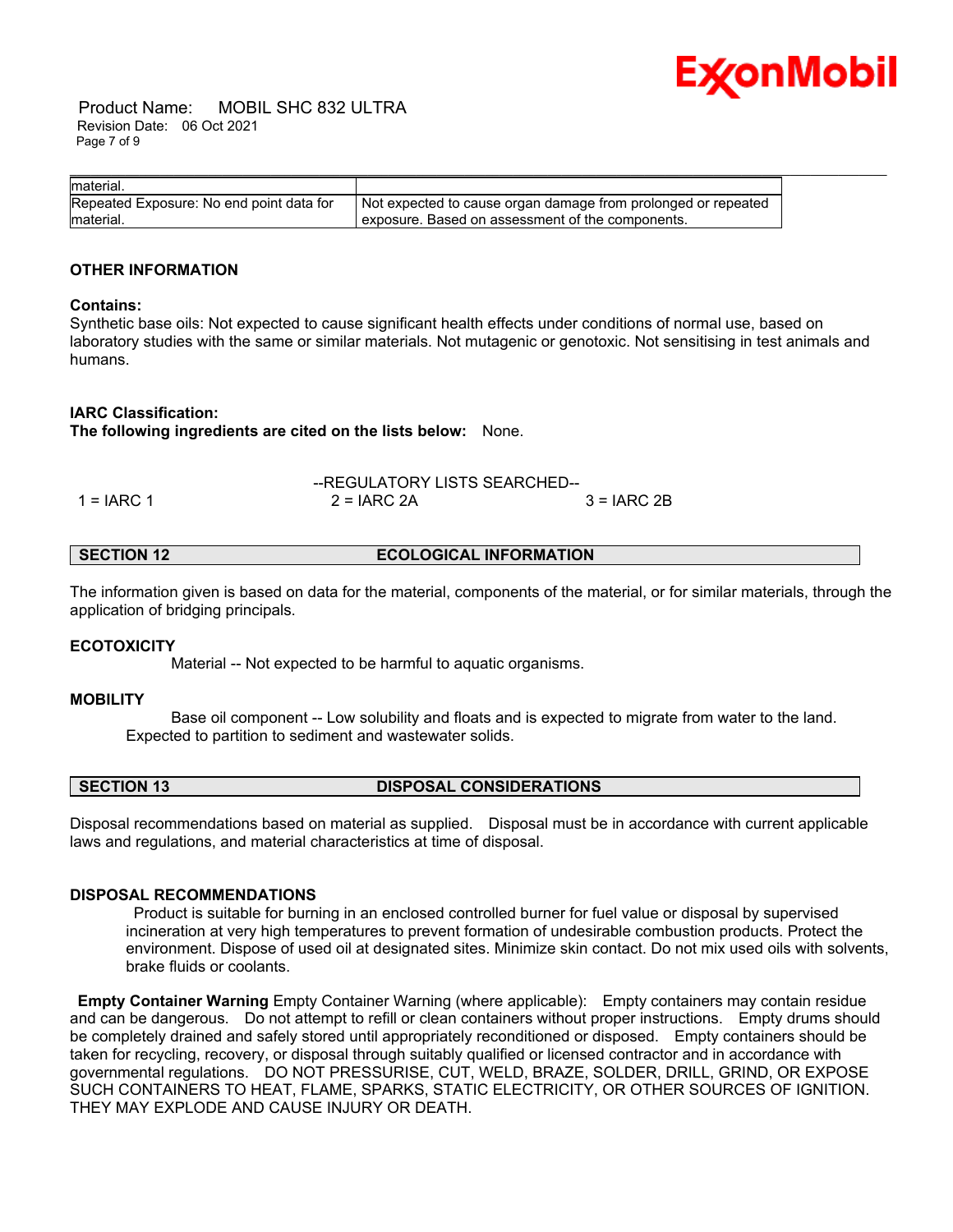| | |
|---|---|
| material. | |
| Repeated Exposure: No end point data for material. | Not expected to cause organ damage from prolonged or repeated exposure. Based on assessment of the components. |

**OTHER INFORMATION**

**Contains:**
Synthetic base oils: Not expected to cause significant health effects under conditions of normal use, based on laboratory studies with the same or similar materials. Not mutagenic or genotoxic. Not sensitising in test animals and humans.

**IARC Classification:**
**The following ingredients are cited on the lists below:** None.

--REGULATORY LISTS SEARCHED--

| | | |
|---|---|---|
| 1 = IARC 1 | 2 = IARC 2A | 3 = IARC 2B |

## SECTION 12 ECOLOGICAL INFORMATION

The information given is based on data for the material, components of the material, or for similar materials, through the application of bridging principals.

**ECOTOXICITY**

Material -- Not expected to be harmful to aquatic organisms.

**MOBILITY**

Base oil component -- Low solubility and floats and is expected to migrate from water to the land. Expected to partition to sediment and wastewater solids.

## SECTION 13 DISPOSAL CONSIDERATIONS

Disposal recommendations based on material as supplied. Disposal must be in accordance with current applicable laws and regulations, and material characteristics at time of disposal.

**DISPOSAL RECOMMENDATIONS**

Product is suitable for burning in an enclosed controlled burner for fuel value or disposal by supervised incineration at very high temperatures to prevent formation of undesirable combustion products. Protect the environment. Dispose of used oil at designated sites. Minimize skin contact. Do not mix used oils with solvents, brake fluids or coolants.

**Empty Container Warning** Empty Container Warning (where applicable): Empty containers may contain residue and can be dangerous. Do not attempt to refill or clean containers without proper instructions. Empty drums should be completely drained and safely stored until appropriately reconditioned or disposed. Empty containers should be taken for recycling, recovery, or disposal through suitably qualified or licensed contractor and in accordance with governmental regulations. DO NOT PRESSURISE, CUT, WELD, BRAZE, SOLDER, DRILL, GRIND, OR EXPOSE SUCH CONTAINERS TO HEAT, FLAME, SPARKS, STATIC ELECTRICITY, OR OTHER SOURCES OF IGNITION. THEY MAY EXPLODE AND CAUSE INJURY OR DEATH.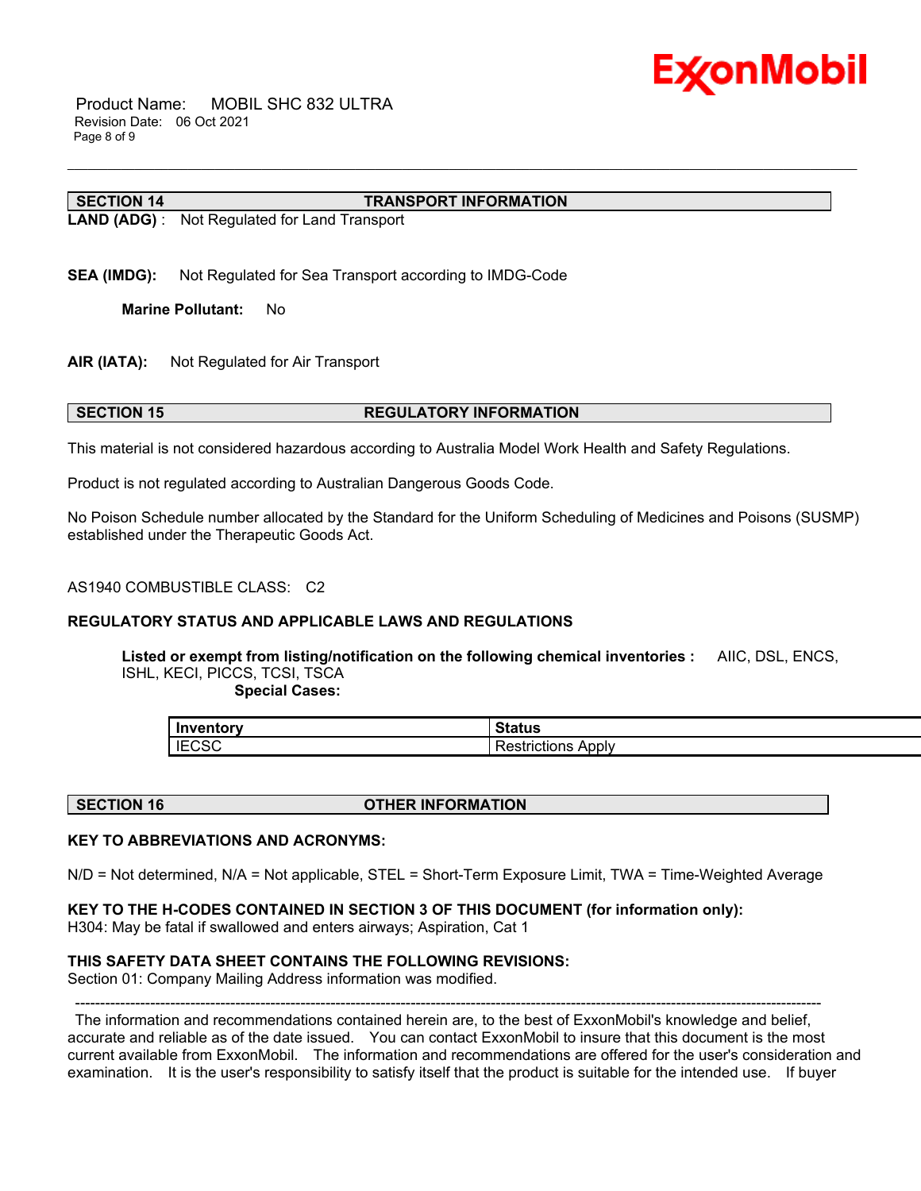## SECTION 14 TRANSPORT INFORMATION

**LAND (ADG)** : Not Regulated for Land Transport

**SEA (IMDG):** Not Regulated for Sea Transport according to IMDG-Code

**Marine Pollutant:** No

**AIR (IATA):** Not Regulated for Air Transport

## SECTION 15 REGULATORY INFORMATION

This material is not considered hazardous according to Australia Model Work Health and Safety Regulations.

Product is not regulated according to Australian Dangerous Goods Code.

No Poison Schedule number allocated by the Standard for the Uniform Scheduling of Medicines and Poisons (SUSMP) established under the Therapeutic Goods Act.

AS1940 COMBUSTIBLE CLASS: C2

**REGULATORY STATUS AND APPLICABLE LAWS AND REGULATIONS**

**Listed or exempt from listing/notification on the following chemical inventories :** AIIC, DSL, ENCS, ISHL, KECI, PICCS, TCSI, TSCA

**Special Cases:**

| Inventory | Status |
|---|---|
| IECSC | Restrictions Apply |

## SECTION 16 OTHER INFORMATION

**KEY TO ABBREVIATIONS AND ACRONYMS:**

N/D = Not determined, N/A = Not applicable, STEL = Short-Term Exposure Limit, TWA = Time-Weighted Average

**KEY TO THE H-CODES CONTAINED IN SECTION 3 OF THIS DOCUMENT (for information only):**
H304: May be fatal if swallowed and enters airways; Aspiration, Cat 1

**THIS SAFETY DATA SHEET CONTAINS THE FOLLOWING REVISIONS:**
Section 01: Company Mailing Address information was modified.

-----------------------------------------------------------------------------------------------------------------------------------------------------

The information and recommendations contained herein are, to the best of ExxonMobil's knowledge and belief, accurate and reliable as of the date issued. You can contact ExxonMobil to insure that this document is the most current available from ExxonMobil. The information and recommendations are offered for the user's consideration and examination. It is the user's responsibility to satisfy itself that the product is suitable for the intended use. If buyer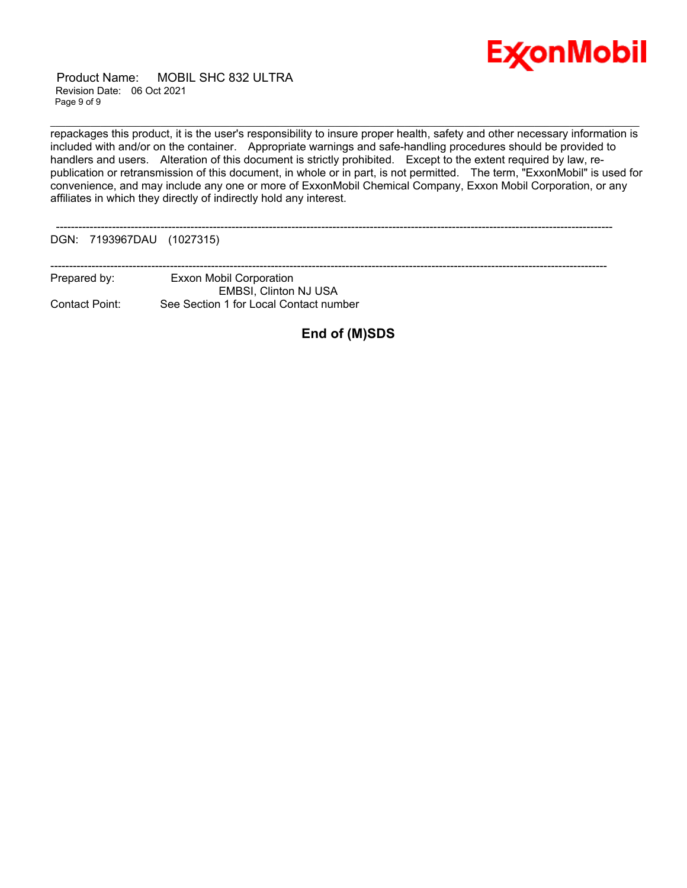repackages this product, it is the user's responsibility to insure proper health, safety and other necessary information is included with and/or on the container. Appropriate warnings and safe-handling procedures should be provided to handlers and users. Alteration of this document is strictly prohibited. Except to the extent required by law, re-publication or retransmission of this document, in whole or in part, is not permitted. The term, "ExxonMobil" is used for convenience, and may include any one or more of ExxonMobil Chemical Company, Exxon Mobil Corporation, or any affiliates in which they directly of indirectly hold any interest.

---

DGN: 7193967DAU (1027315)

---

Prepared by: Exxon Mobil Corporation
EMBSI, Clinton NJ USA

Contact Point: See Section 1 for Local Contact number

**End of (M)SDS**